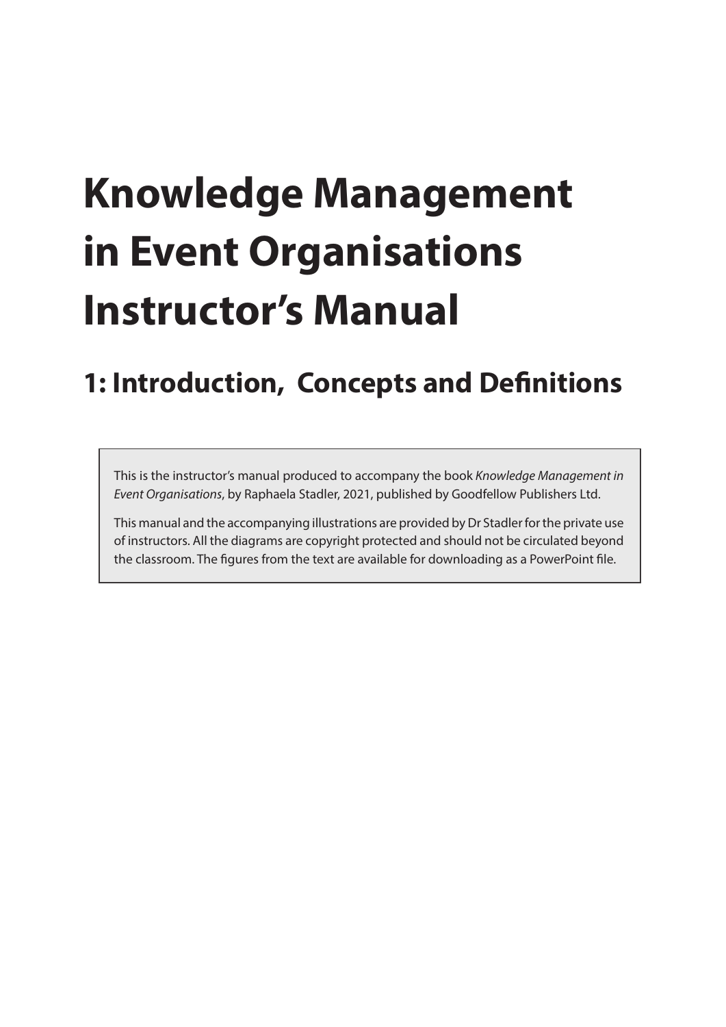# Knowledge Management in Event Organisations Instructor's Manual

## 1: Introduction, Concepts and Definitions

This is the instructor's manual produced to accompany the book *Knowledge Management in Event Organisations*, by Raphaela Stadler, 2021, published by Goodfellow Publishers Ltd.

This manual and the accompanying illustrations are provided by Dr Stadler for the private use of instructors. All the diagrams are copyright protected and should not be circulated beyond the classroom. The figures from the text are available for downloading as a PowerPoint file.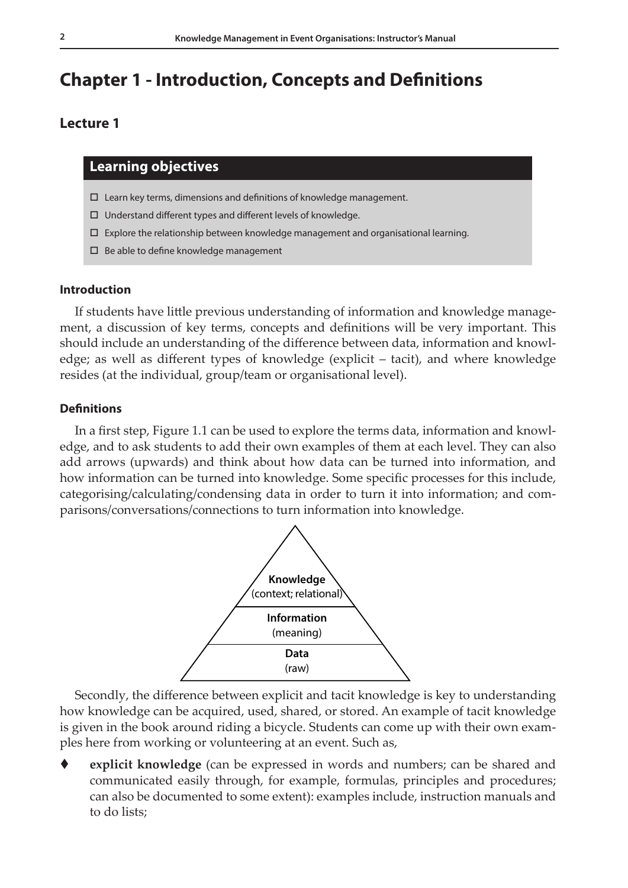# Chapter 1 - Introduction, Concepts and Definitions

## Lecture 1

### Learning objectives

- ☐ Learn key terms, dimensions and definitions of knowledge management.
- ☐ Understand different types and different levels of knowledge.
- ☐ Explore the relationship between knowledge management and organisational learning.
- ☐ Be able to define knowledge management

**Introduction**

If students have little previous understanding of information and knowledge management, a discussion of key terms, concepts and definitions will be very important. This should include an understanding of the difference between data, information and knowledge; as well as different types of knowledge (explicit – tacit), and where knowledge resides (at the individual, group/team or organisational level).

**Definitions**

In a first step, Figure 1.1 can be used to explore the terms data, information and knowledge, and to ask students to add their own examples of them at each level. They can also add arrows (upwards) and think about how data can be turned into information, and how information can be turned into knowledge. Some specific processes for this include, categorising/calculating/condensing data in order to turn it into information; and comparisons/conversations/connections to turn information into knowledge.

**Knowledge**
(context; relational)

**Information**
(meaning)

**Data**
(raw)

Secondly, the difference between explicit and tacit knowledge is key to understanding how knowledge can be acquired, used, shared, or stored. An example of tacit knowledge is given in the book around riding a bicycle. Students can come up with their own examples here from working or volunteering at an event. Such as,

- **explicit knowledge** (can be expressed in words and numbers; can be shared and communicated easily through, for example, formulas, principles and procedures; can also be documented to some extent): examples include, instruction manuals and to do lists;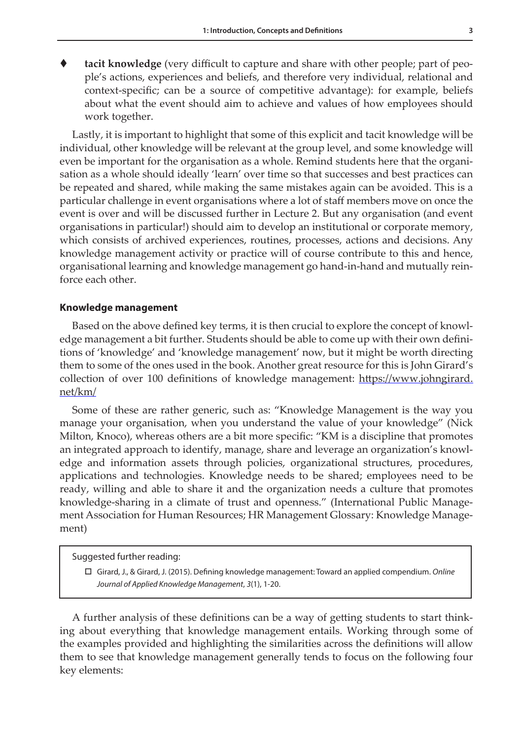- **tacit knowledge** (very difficult to capture and share with other people; part of people's actions, experiences and beliefs, and therefore very individual, relational and context-specific; can be a source of competitive advantage): for example, beliefs about what the event should aim to achieve and values of how employees should work together.

Lastly, it is important to highlight that some of this explicit and tacit knowledge will be individual, other knowledge will be relevant at the group level, and some knowledge will even be important for the organisation as a whole. Remind students here that the organisation as a whole should ideally 'learn' over time so that successes and best practices can be repeated and shared, while making the same mistakes again can be avoided. This is a particular challenge in event organisations where a lot of staff members move on once the event is over and will be discussed further in Lecture 2. But any organisation (and event organisations in particular!) should aim to develop an institutional or corporate memory, which consists of archived experiences, routines, processes, actions and decisions. Any knowledge management activity or practice will of course contribute to this and hence, organisational learning and knowledge management go hand-in-hand and mutually reinforce each other.

### Knowledge management

Based on the above defined key terms, it is then crucial to explore the concept of knowledge management a bit further. Students should be able to come up with their own definitions of 'knowledge' and 'knowledge management' now, but it might be worth directing them to some of the ones used in the book. Another great resource for this is John Girard's collection of over 100 definitions of knowledge management: https://www.johngirard.net/km/

Some of these are rather generic, such as: "Knowledge Management is the way you manage your organisation, when you understand the value of your knowledge" (Nick Milton, Knoco), whereas others are a bit more specific: "KM is a discipline that promotes an integrated approach to identify, manage, share and leverage an organization's knowledge and information assets through policies, organizational structures, procedures, applications and technologies. Knowledge needs to be shared; employees need to be ready, willing and able to share it and the organization needs a culture that promotes knowledge-sharing in a climate of trust and openness." (International Public Management Association for Human Resources; HR Management Glossary: Knowledge Management)

> Suggested further reading:
>
> - Girard, J., & Girard, J. (2015). Defining knowledge management: Toward an applied compendium. *Online Journal of Applied Knowledge Management*, *3*(1), 1-20.

A further analysis of these definitions can be a way of getting students to start thinking about everything that knowledge management entails. Working through some of the examples provided and highlighting the similarities across the definitions will allow them to see that knowledge management generally tends to focus on the following four key elements: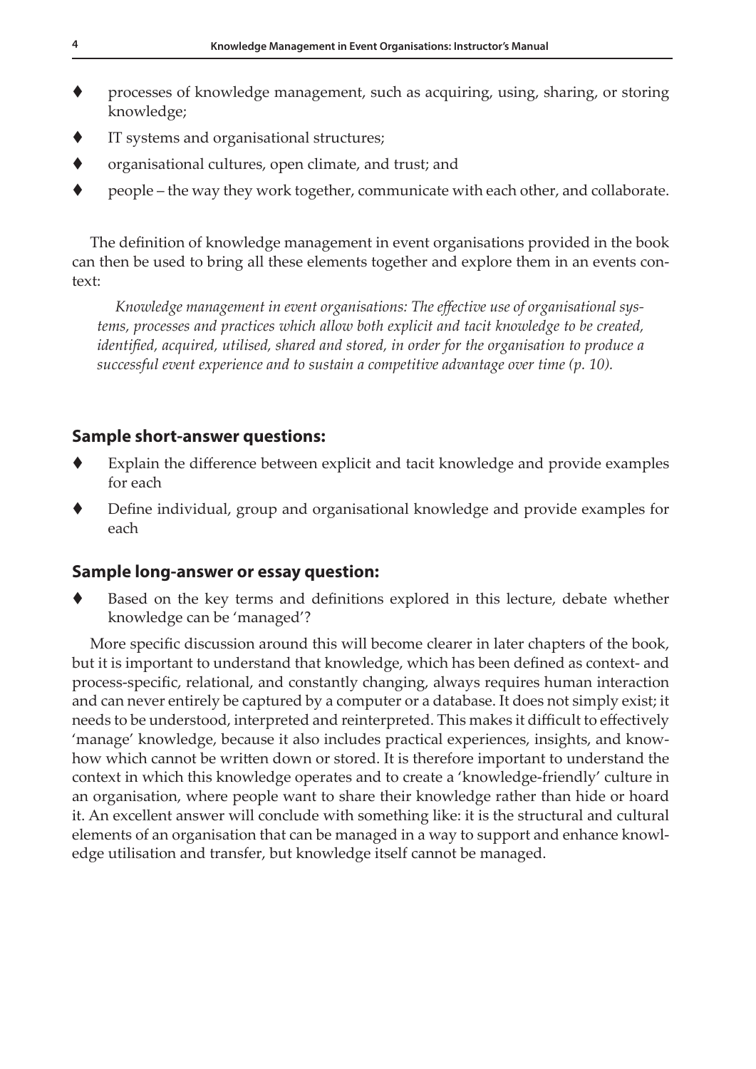- processes of knowledge management, such as acquiring, using, sharing, or storing knowledge;
- IT systems and organisational structures;
- organisational cultures, open climate, and trust; and
- people – the way they work together, communicate with each other, and collaborate.

The definition of knowledge management in event organisations provided in the book can then be used to bring all these elements together and explore them in an events context:

> *Knowledge management in event organisations: The effective use of organisational systems, processes and practices which allow both explicit and tacit knowledge to be created, identified, acquired, utilised, shared and stored, in order for the organisation to produce a successful event experience and to sustain a competitive advantage over time (p. 10).*

## Sample short-answer questions:

- Explain the difference between explicit and tacit knowledge and provide examples for each
- Define individual, group and organisational knowledge and provide examples for each

## Sample long-answer or essay question:

- Based on the key terms and definitions explored in this lecture, debate whether knowledge can be 'managed'?

More specific discussion around this will become clearer in later chapters of the book, but it is important to understand that knowledge, which has been defined as context- and process-specific, relational, and constantly changing, always requires human interaction and can never entirely be captured by a computer or a database. It does not simply exist; it needs to be understood, interpreted and reinterpreted. This makes it difficult to effectively 'manage' knowledge, because it also includes practical experiences, insights, and know-how which cannot be written down or stored. It is therefore important to understand the context in which this knowledge operates and to create a 'knowledge-friendly' culture in an organisation, where people want to share their knowledge rather than hide or hoard it. An excellent answer will conclude with something like: it is the structural and cultural elements of an organisation that can be managed in a way to support and enhance knowledge utilisation and transfer, but knowledge itself cannot be managed.